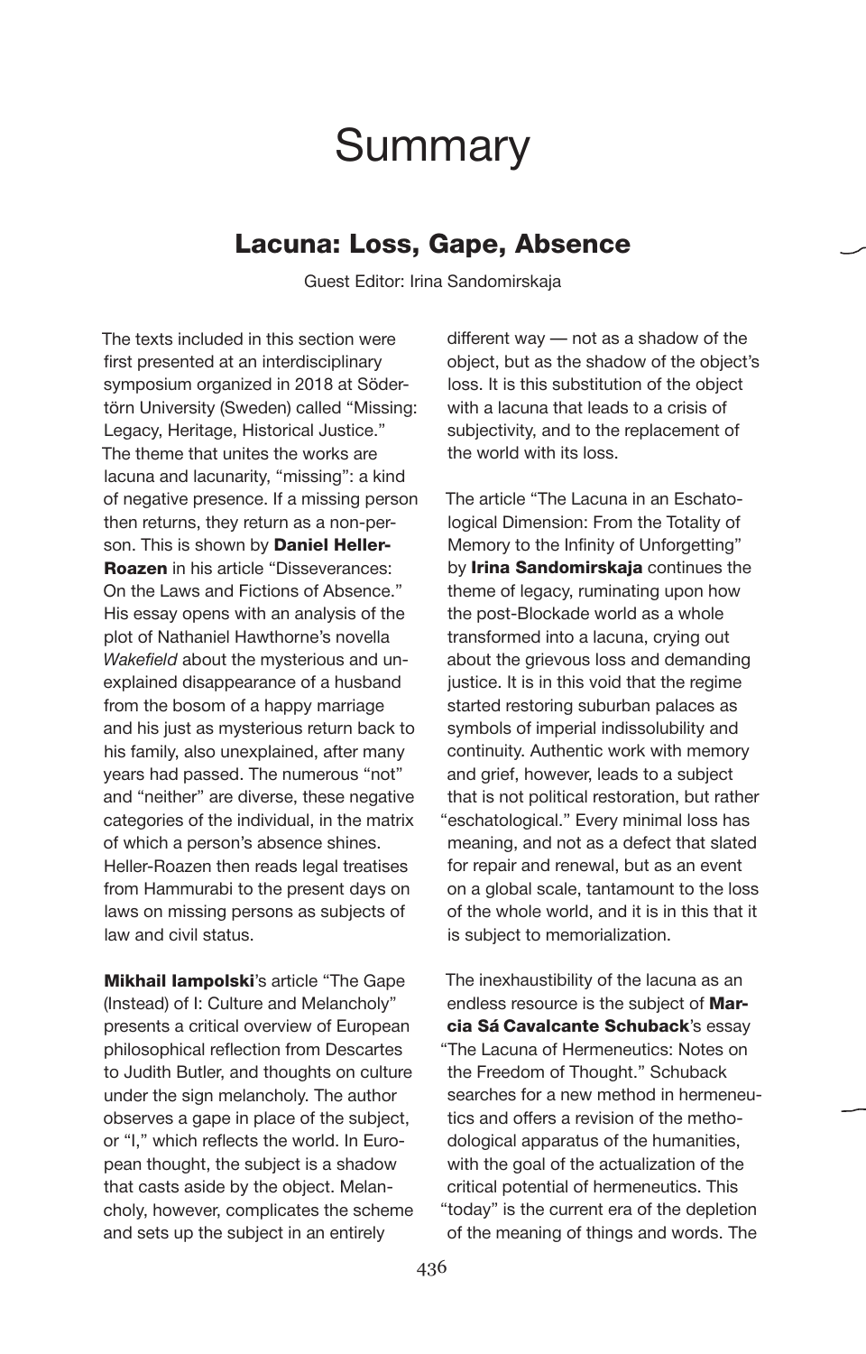# Summary

## Lacuna: Loss, Gape, Absence

Guest Editor: Irina Sandomirskaja

The texts included in this section were first presented at an interdisciplinary symposium organized in 2018 at Södertörn University (Sweden) called "Missing: Legacy, Heritage, Historical Justice." The theme that unites the works are lacuna and lacunarity, "missing": a kind of negative presence. If a missing person then returns, they return as a non-person. This is shown by **Daniel Heller-Roazen** in his article "Disseverances: On the Laws and Fictions of Absence." His essay opens with an analysis of the plot of Nathaniel Hawthorne's novella *Wakefield* about the mysterious and unexplained disappearance of a husband from the bosom of a happy marriage and his just as mysterious return back to his family, also unexplained, after many years had passed. The numerous "not" and "neither" are diverse, these negative categories of the individual, in the matrix of which a person's absence shines. Heller-Roazen then reads legal treatises from Hammurabi to the present days on laws on missing persons as subjects of law and civil status.

**Mikhail Iampolski**'s article "The Gape (Instead) of I: Culture and Melancholy" presents a critical overview of European philosophical reflection from Descartes to Judith Butler, and thoughts on culture under the sign melancholy. The author observes a gape in place of the subject, or "I," which reflects the world. In European thought, the subject is a shadow that casts aside by the object. Melancholy, however, complicates the scheme and sets up the subject in an entirely different way — not as a shadow of the object, but as the shadow of the object's loss. It is this substitution of the object with a lacuna that leads to a crisis of subjectivity, and to the replacement of the world with its loss.

The article "The Lacuna in an Eschatological Dimension: From the Totality of Memory to the Infinity of Unforgetting" by **Irina Sandomirskaja** continues the theme of legacy, ruminating upon how the post-Blockade world as a whole transformed into a lacuna, crying out about the grievous loss and demanding justice. It is in this void that the regime started restoring suburban palaces as symbols of imperial indissolubility and continuity. Authentic work with memory and grief, however, leads to a subject that is not political restoration, but rather "eschatological." Every minimal loss has meaning, and not as a defect that slated for repair and renewal, but as an event on a global scale, tantamount to the loss of the whole world, and it is in this that it is subject to memorialization.

The inexhaustibility of the lacuna as an endless resource is the subject of **Marcia Sá Cavalcante Schuback**'s essay "The Lacuna of Hermeneutics: Notes on the Freedom of Thought." Schuback searches for a new method in hermeneutics and offers a revision of the methodological apparatus of the humanities, with the goal of the actualization of the critical potential of hermeneutics. This "today" is the current era of the depletion of the meaning of things and words. The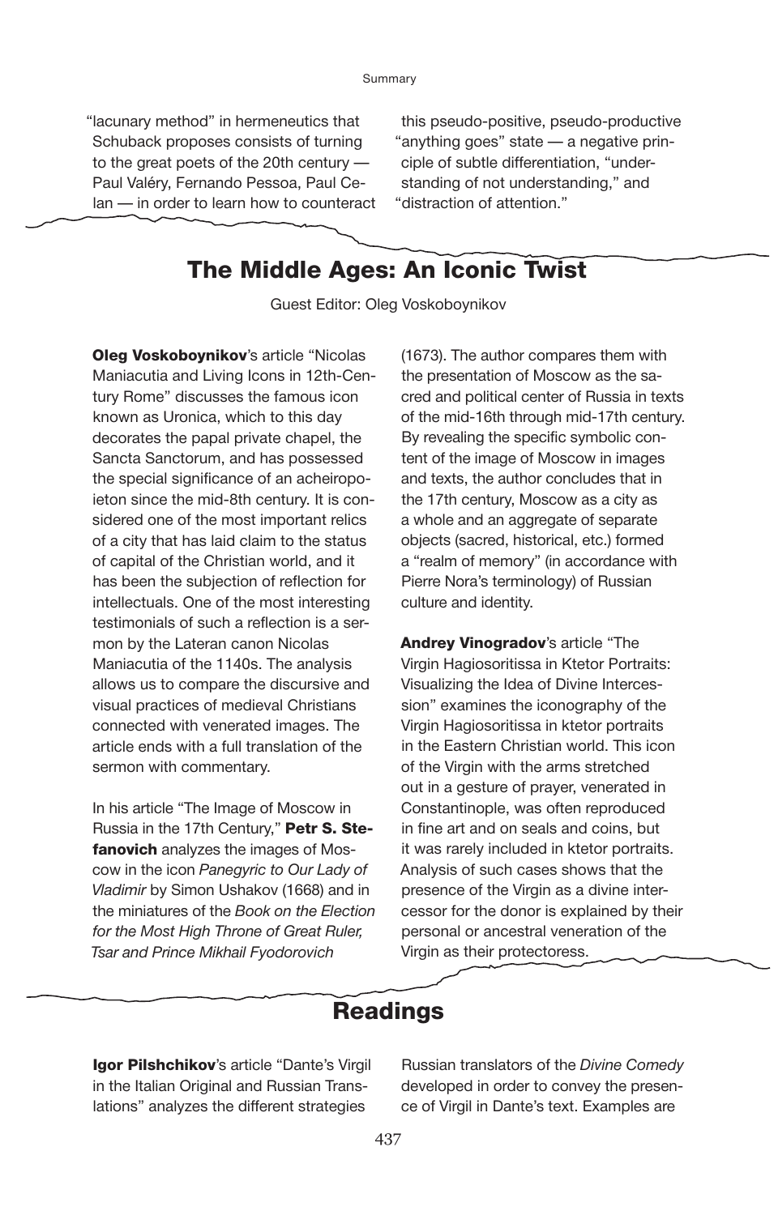"lacunary method" in hermeneutics that Schuback proposes consists of turning to the great poets of the 20th century — Paul Valéry, Fernando Pessoa, Paul Celan — in order to learn how to counteract this pseudo-positive, pseudo-productive "anything goes" state — a negative principle of subtle differentiation, "understanding of not understanding," and "distraction of attention."

## The Middle Ages: An Iconic Twist

Guest Editor: Oleg Voskoboynikov

**Oleg Voskoboynikov**'s article "Nicolas Maniacutia and Living Icons in 12th-Century Rome" discusses the famous icon known as Uronica, which to this day decorates the papal private chapel, the Sancta Sanctorum, and has possessed the special significance of an acheiropoieton since the mid-8th century. It is considered one of the most important relics of a city that has laid claim to the status of capital of the Christian world, and it has been the subjection of reflection for intellectuals. One of the most interesting testimonials of such a reflection is a sermon by the Lateran canon Nicolas Maniacutia of the 1140s. The analysis allows us to compare the discursive and visual practices of medieval Christians connected with venerated images. The article ends with a full translation of the sermon with commentary.

In his article "The Image of Moscow in Russia in the 17th Century," **Petr S. Stefanovich** analyzes the images of Moscow in the icon *Panegyric to Our Lady of Vladimir* by Simon Ushakov (1668) and in the miniatures of the *Book on the Election for the Most High Throne of Great Ruler, Tsar and Prince Mikhail Fyodorovich* (1673). The author compares them with the presentation of Moscow as the sacred and political center of Russia in texts of the mid-16th through mid-17th century. By revealing the specific symbolic content of the image of Moscow in images and texts, the author concludes that in the 17th century, Moscow as a city as a whole and an aggregate of separate objects (sacred, historical, etc.) formed a "realm of memory" (in accordance with Pierre Nora's terminology) of Russian culture and identity.

**Andrey Vinogradov**'s article "The Virgin Hagiosoritissa in Ktetor Portraits: Visualizing the Idea of Divine Intercession" examines the iconography of the Virgin Hagiosoritissa in ktetor portraits in the Eastern Christian world. This icon of the Virgin with the arms stretched out in a gesture of prayer, venerated in Constantinople, was often reproduced in fine art and on seals and coins, but it was rarely included in ktetor portraits. Analysis of such cases shows that the presence of the Virgin as a divine intercessor for the donor is explained by their personal or ancestral veneration of the Virgin as their protectoress.

## Readings

**Igor Pilshchikov**'s article "Dante's Virgil in the Italian Original and Russian Translations" analyzes the different strategies Russian translators of the *Divine Comedy* developed in order to convey the presence of Virgil in Dante's text. Examples are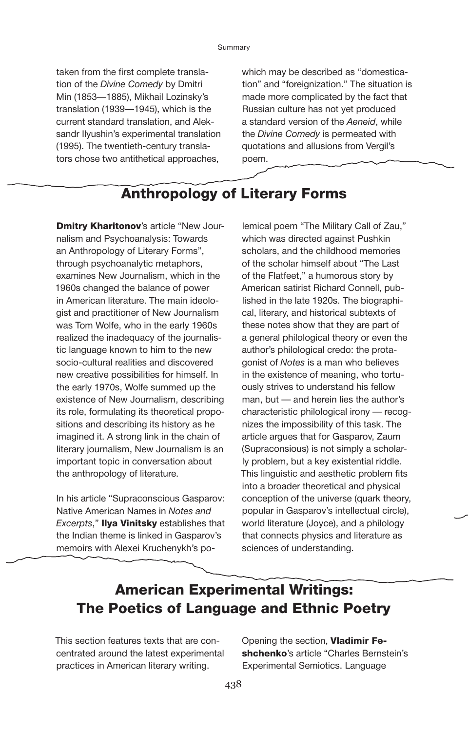taken from the first complete translation of the *Divine Comedy* by Dmitri Min (1853—1885), Mikhail Lozinsky's translation (1939—1945), which is the current standard translation, and Aleksandr Ilyushin's experimental translation (1995). The twentieth-century translators chose two antithetical approaches, which may be described as "domestication" and "foreignization." The situation is made more complicated by the fact that Russian culture has not yet produced a standard version of the *Aeneid*, while the *Divine Comedy* is permeated with quotations and allusions from Vergil's poem.

## Anthropology of Literary Forms

**Dmitry Kharitonov**'s article "New Journalism and Psychoanalysis: Towards an Anthropology of Literary Forms", through psychoanalytic metaphors, examines New Journalism, which in the 1960s changed the balance of power in American literature. The main ideologist and practitioner of New Journalism was Tom Wolfe, who in the early 1960s realized the inadequacy of the journalistic language known to him to the new socio-cultural realities and discovered new creative possibilities for himself. In the early 1970s, Wolfe summed up the existence of New Journalism, describing its role, formulating its theoretical propositions and describing its history as he imagined it. A strong link in the chain of literary journalism, New Journalism is an important topic in conversation about the anthropology of literature.

In his article "Supraconscious Gasparov: Native American Names in *Notes and Excerpts*," **Ilya Vinitsky** establishes that the Indian theme is linked in Gasparov's memoirs with Alexei Kruchenykh's polemical poem "The Military Call of Zau," which was directed against Pushkin scholars, and the childhood memories of the scholar himself about "The Last of the Flatfeet," a humorous story by American satirist Richard Connell, published in the late 1920s. The biographical, literary, and historical subtexts of these notes show that they are part of a general philological theory or even the author's philological credo: the protagonist of *Notes* is a man who believes in the existence of meaning, who tortuously strives to understand his fellow man, but — and herein lies the author's characteristic philological irony — recognizes the impossibility of this task. The article argues that for Gasparov, Zaum (Supraconsious) is not simply a scholarly problem, but a key existential riddle. This linguistic and aesthetic problem fits into a broader theoretical and physical conception of the universe (quark theory, popular in Gasparov's intellectual circle), world literature (Joyce), and a philology that connects physics and literature as sciences of understanding.

## American Experimental Writings: The Poetics of Language and Ethnic Poetry

This section features texts that are concentrated around the latest experimental practices in American literary writing.

Opening the section, **Vladimir Feshchenko**'s article "Charles Bernstein's Experimental Semiotics. Language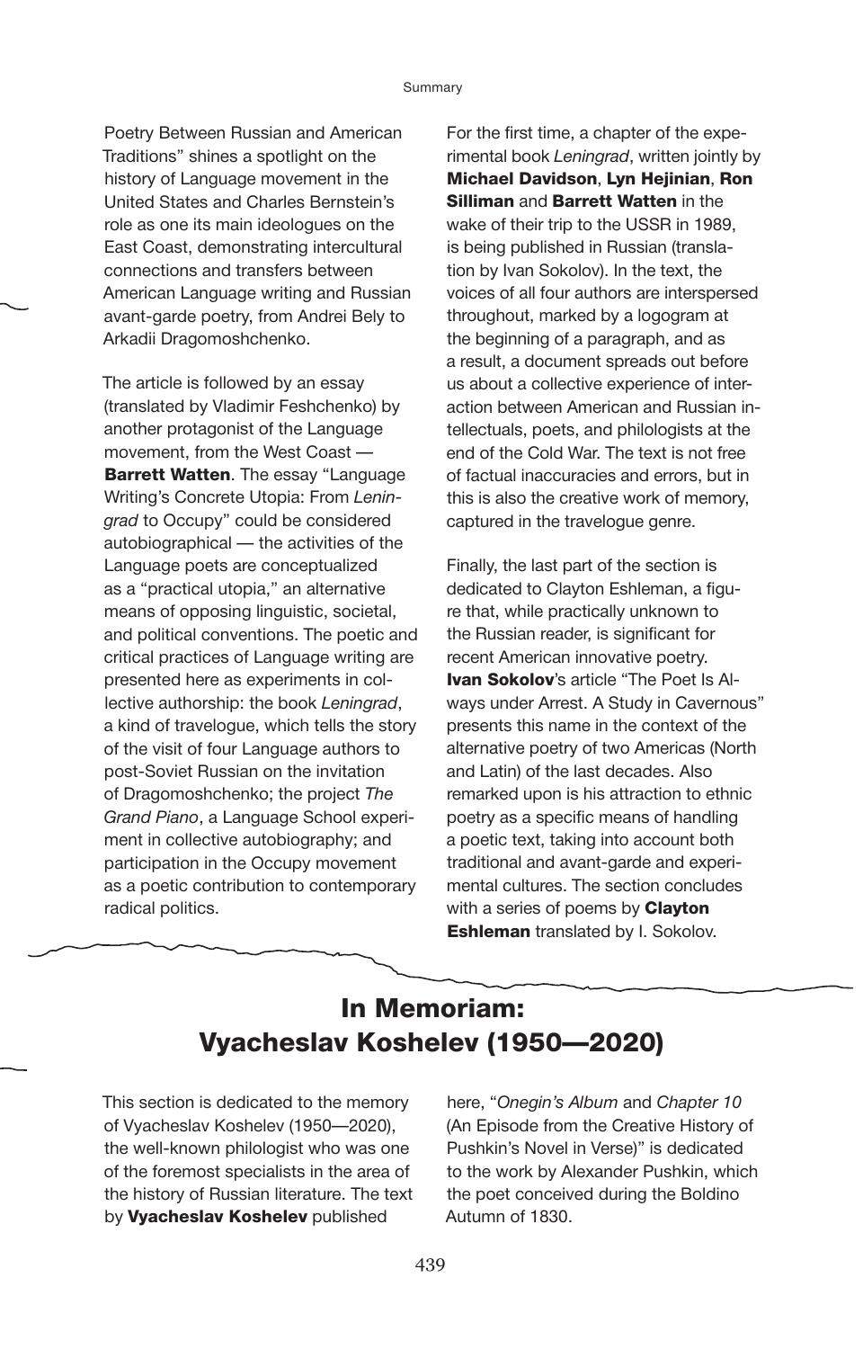Poetry Between Russian and American Traditions" shines a spotlight on the history of Language movement in the United States and Charles Bernstein's role as one its main ideologues on the East Coast, demonstrating intercultural connections and transfers between American Language writing and Russian avant-garde poetry, from Andrei Bely to Arkadii Dragomoshchenko.

The article is followed by an essay (translated by Vladimir Feshchenko) by another protagonist of the Language movement, from the West Coast — **Barrett Watten**. The essay "Language Writing's Concrete Utopia: From *Leningrad* to Occupy" could be considered autobiographical — the activities of the Language poets are conceptualized as a "practical utopia," an alternative means of opposing linguistic, societal, and political conventions. The poetic and critical practices of Language writing are presented here as experiments in collective authorship: the book *Leningrad*, a kind of travelogue, which tells the story of the visit of four Language authors to post-Soviet Russian on the invitation of Dragomoshchenko; the project *The Grand Piano*, a Language School experiment in collective autobiography; and participation in the Occupy movement as a poetic contribution to contemporary radical politics.

For the first time, a chapter of the experimental book *Leningrad*, written jointly by **Michael Davidson**, **Lyn Hejinian**, **Ron Silliman** and **Barrett Watten** in the wake of their trip to the USSR in 1989, is being published in Russian (translation by Ivan Sokolov). In the text, the voices of all four authors are interspersed throughout, marked by a logogram at the beginning of a paragraph, and as a result, a document spreads out before us about a collective experience of interaction between American and Russian intellectuals, poets, and philologists at the end of the Cold War. The text is not free of factual inaccuracies and errors, but in this is also the creative work of memory, captured in the travelogue genre.

Finally, the last part of the section is dedicated to Clayton Eshleman, a figure that, while practically unknown to the Russian reader, is significant for recent American innovative poetry. **Ivan Sokolov**'s article "The Poet Is Always under Arrest. A Study in Cavernous" presents this name in the context of the alternative poetry of two Americas (North and Latin) of the last decades. Also remarked upon is his attraction to ethnic poetry as a specific means of handling a poetic text, taking into account both traditional and avant-garde and experimental cultures. The section concludes with a series of poems by **Clayton Eshleman** translated by I. Sokolov.

## In Memoriam: Vyacheslav Koshelev (1950—2020)

This section is dedicated to the memory of Vyacheslav Koshelev (1950—2020), the well-known philologist who was one of the foremost specialists in the area of the history of Russian literature. The text by **Vyacheslav Koshelev** published here, "*Onegin's Album* and *Chapter 10* (An Episode from the Creative History of Pushkin's Novel in Verse)" is dedicated to the work by Alexander Pushkin, which the poet conceived during the Boldino Autumn of 1830.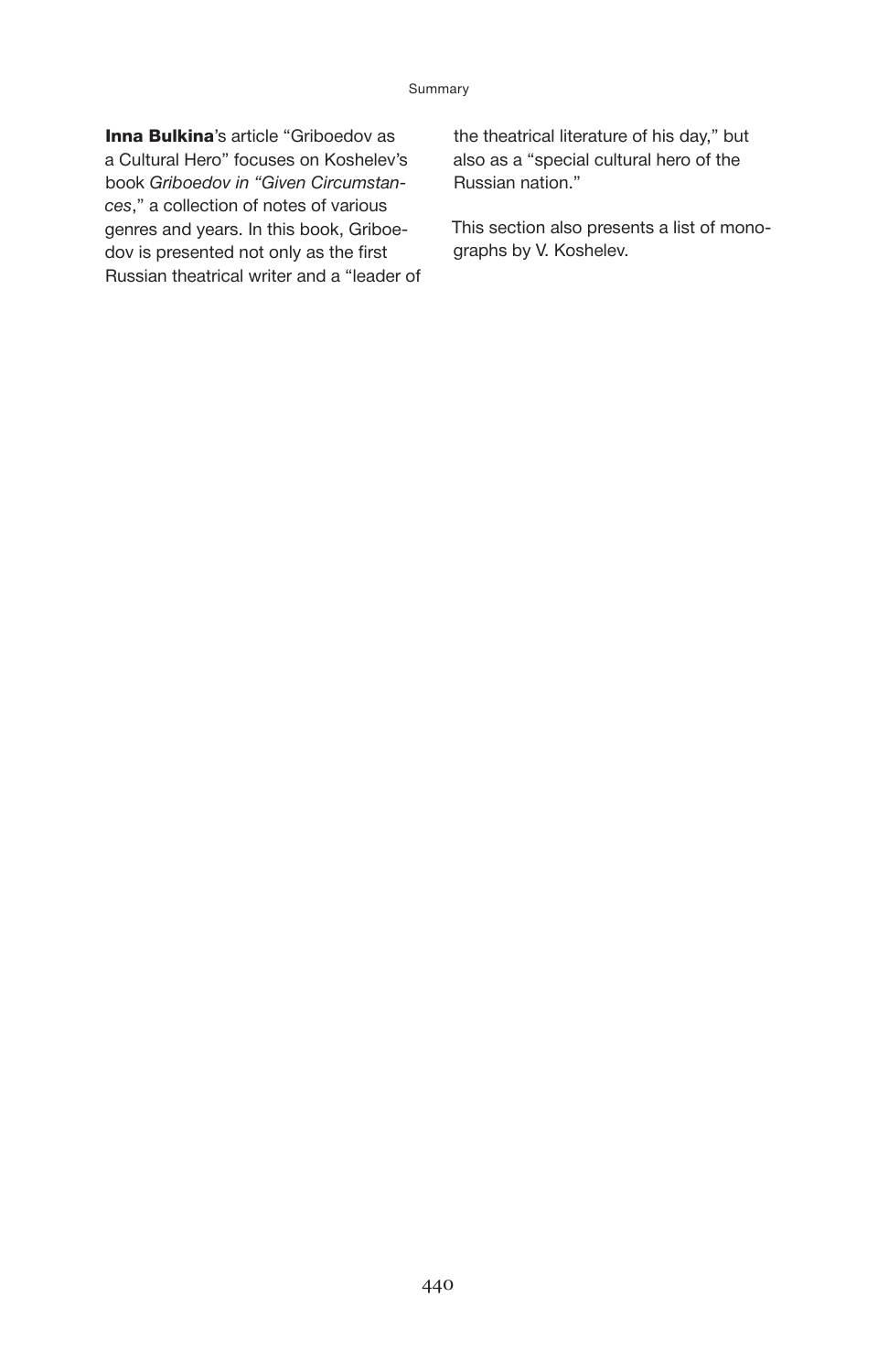**Inna Bulkina**'s article "Griboedov as a Cultural Hero" focuses on Koshelev's book *Griboedov in "Given Circumstances*," a collection of notes of various genres and years. In this book, Griboedov is presented not only as the first Russian theatrical writer and a "leader of the theatrical literature of his day," but also as a "special cultural hero of the Russian nation."

This section also presents a list of monographs by V. Koshelev.